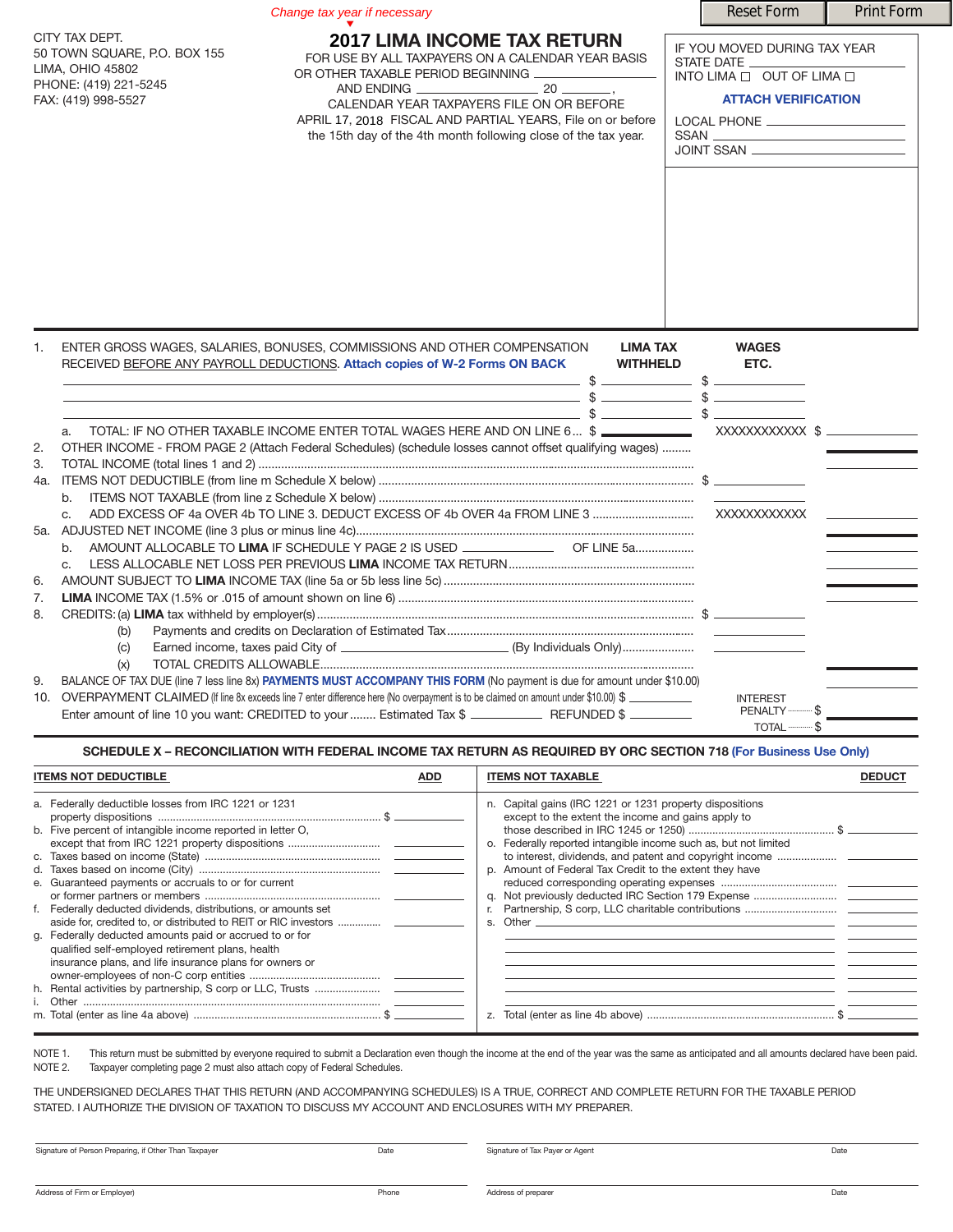*Change tax year if necessary*

Reset Form | Print Form

CITY TAX DEPT.
50 TOWN SQUARE, P.O. BOX 155
LIMA, OHIO 45802
PHONE: (419) 221-5245
FAX: (419) 998-5527

# 2017 LIMA INCOME TAX RETURN

FOR USE BY ALL TAXPAYERS ON A CALENDAR YEAR BASIS
OR OTHER TAXABLE PERIOD BEGINNING ____________
AND ENDING ____________ 20 ______,
CALENDAR YEAR TAXPAYERS FILE ON OR BEFORE
APRIL 17, 2018 FISCAL AND PARTIAL YEARS, File on or before
the 15th day of the 4th month following close of the tax year.

IF YOU MOVED DURING TAX YEAR
STATE DATE ____________
INTO LIMA ☐ OUT OF LIMA ☐

**ATTACH VERIFICATION**

LOCAL PHONE ____________
SSAN ____________
JOINT SSAN ____________

| | | LIMA TAX WITHHELD | WAGES ETC. | |
|---|---|---|---|---|
| 1. | ENTER GROSS WAGES, SALARIES, BONUSES, COMMISSIONS AND OTHER COMPENSATION RECEIVED BEFORE ANY PAYROLL DEDUCTIONS. **Attach copies of W-2 Forms ON BACK** | | | |
| | | $ | $ | |
| | | $ | $ | |
| | | $ | $ | |
| | a. TOTAL: IF NO OTHER TAXABLE INCOME ENTER TOTAL WAGES HERE AND ON LINE 6... | $ | XXXXXXXXXXX | $ |
| 2. | OTHER INCOME - FROM PAGE 2 (Attach Federal Schedules) (schedule losses cannot offset qualifying wages) ......... | | | |
| 3. | TOTAL INCOME (total lines 1 and 2) ......... | | | |
| 4a. | ITEMS NOT DEDUCTIBLE (from line m Schedule X below) ......... | | $ | |
| | b. ITEMS NOT TAXABLE (from line z Schedule X below) ......... | | | |
| | c. ADD EXCESS OF 4a OVER 4b TO LINE 3. DEDUCT EXCESS OF 4b OVER 4a FROM LINE 3 ......... | | XXXXXXXXXXX | |
| 5a. | ADJUSTED NET INCOME (line 3 plus or minus line 4c)......... | | | |
| | b. AMOUNT ALLOCABLE TO **LIMA** IF SCHEDULE Y PAGE 2 IS USED ________ OF LINE 5a......... | | | |
| | c. LESS ALLOCABLE NET LOSS PER PREVIOUS **LIMA** INCOME TAX RETURN......... | | | |
| 6. | AMOUNT SUBJECT TO **LIMA** INCOME TAX (line 5a or 5b less line 5c)......... | | | |
| 7. | **LIMA** INCOME TAX (1.5% or .015 of amount shown on line 6) ......... | | | |
| 8. | CREDITS: (a) **LIMA** tax withheld by employer(s)......... | | $ | |
| | (b) Payments and credits on Declaration of Estimated Tax......... | | | |
| | (c) Earned income, taxes paid City of ____________ (By Individuals Only)......... | | | |
| | (x) TOTAL CREDITS ALLOWABLE......... | | | |
| 9. | BALANCE OF TAX DUE (line 7 less line 8x) **PAYMENTS MUST ACCOMPANY THIS FORM** (No payment is due for amount under $10.00) | | | |
| 10. | OVERPAYMENT CLAIMED (If line 8x exceeds line 7 enter difference here (No overpayment is to be claimed on amount under $10.00) $ ________ | | INTEREST PENALTY ......... $ | |
| | Enter amount of line 10 you want: CREDITED to your ........ Estimated Tax $ ________ REFUNDED $ ________ | | TOTAL ......... $ | |

## SCHEDULE X – RECONCILIATION WITH FEDERAL INCOME TAX RETURN AS REQUIRED BY ORC SECTION 718 (For Business Use Only)

| ITEMS NOT DEDUCTIBLE | ADD | ITEMS NOT TAXABLE | DEDUCT |
|---|---|---|---|
| a. Federally deductible losses from IRC 1221 or 1231 property dispositions ......... | $ | n. Capital gains (IRC 1221 or 1231 property dispositions except to the extent the income and gains apply to those described in IRC 1245 or 1250) ......... | $ |
| b. Five percent of intangible income reported in letter O, except that from IRC 1221 property dispositions ......... | | o. Federally reported intangible income such as, but not limited to interest, dividends, and patent and copyright income ......... | |
| c. Taxes based on income (State) ......... | | p. Amount of Federal Tax Credit to the extent they have reduced corresponding operating expenses ......... | |
| d. Taxes based on income (City) ......... | | q. Not previously deducted IRC Section 179 Expense ......... | |
| e. Guaranteed payments or accruals to or for current or former partners or members ......... | | r. Partnership, S corp, LLC charitable contributions ......... | |
| f. Federally deducted dividends, distributions, or amounts set aside for, credited to, or distributed to REIT or RIC investors ......... | | s. Other ____________ | |
| g. Federally deducted amounts paid or accrued to or for qualified self-employed retirement plans, health insurance plans, and life insurance plans for owners or owner-employees of non-C corp entities ......... | | | |
| h. Rental activities by partnership, S corp or LLC, Trusts ......... | | | |
| i. Other ......... | | | |
| m. Total (enter as line 4a above) ......... | $ | z. Total (enter as line 4b above) ......... | $ |

NOTE 1. This return must be submitted by everyone required to submit a Declaration even though the income at the end of the year was the same as anticipated and all amounts declared have been paid.
NOTE 2. Taxpayer completing page 2 must also attach copy of Federal Schedules.

THE UNDERSIGNED DECLARES THAT THIS RETURN (AND ACCOMPANYING SCHEDULES) IS A TRUE, CORRECT AND COMPLETE RETURN FOR THE TAXABLE PERIOD STATED. I AUTHORIZE THE DIVISION OF TAXATION TO DISCUSS MY ACCOUNT AND ENCLOSURES WITH MY PREPARER.

Signature of Person Preparing, if Other Than Taxpayer ____ Date ____ Signature of Tax Payer or Agent ____ Date ____

Address of Firm or Employer) ____ Phone ____ Address of preparer ____ Date ____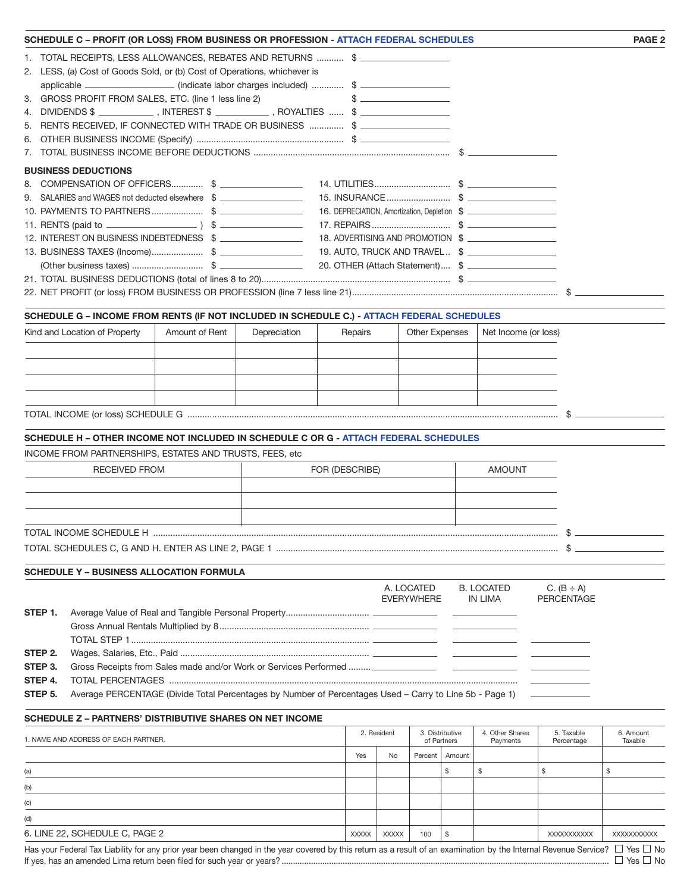## SCHEDULE C – PROFIT (OR LOSS) FROM BUSINESS OR PROFESSION - ATTACH FEDERAL SCHEDULES

1. TOTAL RECEIPTS, LESS ALLOWANCES, REBATES AND RETURNS ........... $ ______________
2. LESS, (a) Cost of Goods Sold, or (b) Cost of Operations, whichever is applicable ______________ (indicate labor charges included) ............ $ ______________
3. GROSS PROFIT FROM SALES, ETC. (line 1 less line 2) $ ______________
4. DIVIDENDS $ __________ , INTEREST $ __________ , ROYALTIES ...... $ ______________
5. RENTS RECEIVED, IF CONNECTED WITH TRADE OR BUSINESS .............. $ ______________
6. OTHER BUSINESS INCOME (Specify) ........................................................ $ ______________
7. TOTAL BUSINESS INCOME BEFORE DEDUCTIONS .................................................................................. $ ______________

### BUSINESS DEDUCTIONS

8. COMPENSATION OF OFFICERS............ $ ______________
9. SALARIES and WAGES not deducted elsewhere $ ______________
10. PAYMENTS TO PARTNERS..................... $ ______________
11. RENTS (paid to ______________ ) $ ______________
12. INTEREST ON BUSINESS INDEBTEDNESS $ ______________
13. BUSINESS TAXES (Income)..................... $ ______________
    (Other business taxes) ............................ $ ______________
14. UTILITIES............................... $ ______________
15. INSURANCE.......................... $ ______________
16. DEPRECIATION, Amortization, Depletion $ ______________
17. REPAIRS................................ $ ______________
18. ADVERTISING AND PROMOTION $ ______________
19. AUTO, TRUCK AND TRAVEL.. $ ______________
20. OTHER (Attach Statement).... $ ______________
21. TOTAL BUSINESS DEDUCTIONS (total of lines 8 to 20)............................................................................ $ ______________
22. NET PROFIT (or loss) FROM BUSINESS OR PROFESSION (line 7 less line 21)................................................................................... $ ______________

## SCHEDULE G – INCOME FROM RENTS (IF NOT INCLUDED IN SCHEDULE C.) - ATTACH FEDERAL SCHEDULES

| Kind and Location of Property | Amount of Rent | Depreciation | Repairs | Other Expenses | Net Income (or loss) |
|---|---|---|---|---|---|
| | | | | | |
| | | | | | |
| | | | | | |
| | | | | | |

TOTAL INCOME (or loss) SCHEDULE G ...................................................................................................................................... $ ______________

## SCHEDULE H – OTHER INCOME NOT INCLUDED IN SCHEDULE C OR G - ATTACH FEDERAL SCHEDULES

INCOME FROM PARTNERSHIPS, ESTATES AND TRUSTS, FEES, etc

| RECEIVED FROM | FOR (DESCRIBE) | AMOUNT |
|---|---|---|
| | | |
| | | |
| | | |

TOTAL INCOME SCHEDULE H ................................................................................................................................................... $ ______________

TOTAL SCHEDULES C, G AND H. ENTER AS LINE 2, PAGE 1 ................................................................................................... $ ______________

## SCHEDULE Y – BUSINESS ALLOCATION FORMULA

| | | A. LOCATED EVERYWHERE | B. LOCATED IN LIMA | C. (B ÷ A) PERCENTAGE |
|---|---|---|---|---|
| **STEP 1.** | Average Value of Real and Tangible Personal Property | | | |
| | Gross Annual Rentals Multiplied by 8 | | | |
| | TOTAL STEP 1 | | | |
| **STEP 2.** | Wages, Salaries, Etc., Paid | | | |
| **STEP 3.** | Gross Receipts from Sales made and/or Work or Services Performed | | | |
| **STEP 4.** | TOTAL PERCENTAGES | | | |
| **STEP 5.** | Average PERCENTAGE (Divide Total Percentages by Number of Percentages Used – Carry to Line 5b - Page 1) | | | |

## SCHEDULE Z – PARTNERS' DISTRIBUTIVE SHARES ON NET INCOME

| 1. NAME AND ADDRESS OF EACH PARTNER. | 2. Resident | | 3. Distributive of Partners | | 4. Other Shares Payments | 5. Taxable Percentage | 6. Amount Taxable |
|---|---|---|---|---|---|---|---|
| | Yes | No | Percent | Amount | | | |
| (a) | | | | $ | $ | $ | $ |
| (b) | | | | | | | |
| (c) | | | | | | | |
| (d) | | | | | | | |
| 6. LINE 22, SCHEDULE C, PAGE 2 | XXXXX | XXXXX | 100 | $ | | XXXXXXXXXXX | XXXXXXXXXXX |

Has your Federal Tax Liability for any prior year been changed in the year covered by this return as a result of an examination by the Internal Revenue Service? ☐ Yes ☐ No

If yes, has an amended Lima return been filed for such year or years? ........................................................................................................................... ☐ Yes ☐ No